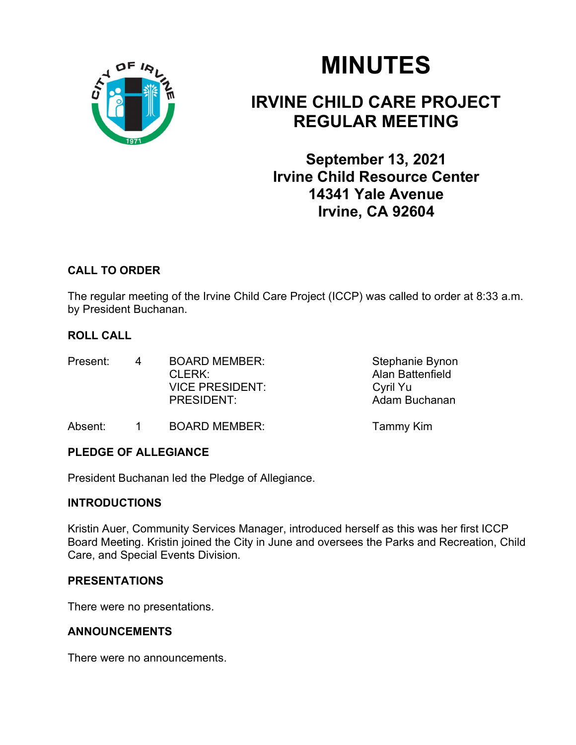# MINUTES

## IRVINE CHILD CARE PROJECT REGULAR MEETING

### September 13, 2021
### Irvine Child Resource Center
### 14341 Yale Avenue
### Irvine, CA 92604

**CALL TO ORDER**

The regular meeting of the Irvine Child Care Project (ICCP) was called to order at 8:33 a.m. by President Buchanan.

**ROLL CALL**

| | | | |
|---|---|---|---|
| Present: | 4 | BOARD MEMBER: | Stephanie Bynon |
| | | CLERK: | Alan Battenfield |
| | | VICE PRESIDENT: | Cyril Yu |
| | | PRESIDENT: | Adam Buchanan |
| Absent: | 1 | BOARD MEMBER: | Tammy Kim |

**PLEDGE OF ALLEGIANCE**

President Buchanan led the Pledge of Allegiance.

**INTRODUCTIONS**

Kristin Auer, Community Services Manager, introduced herself as this was her first ICCP Board Meeting. Kristin joined the City in June and oversees the Parks and Recreation, Child Care, and Special Events Division.

**PRESENTATIONS**

There were no presentations.

**ANNOUNCEMENTS**

There were no announcements.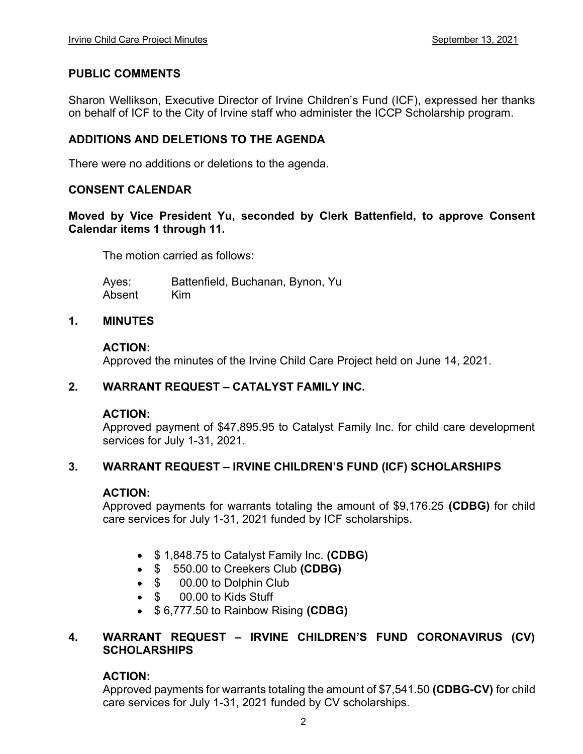## PUBLIC COMMENTS

Sharon Wellikson, Executive Director of Irvine Children's Fund (ICF), expressed her thanks on behalf of ICF to the City of Irvine staff who administer the ICCP Scholarship program.

## ADDITIONS AND DELETIONS TO THE AGENDA

There were no additions or deletions to the agenda.

## CONSENT CALENDAR

**Moved by Vice President Yu, seconded by Clerk Battenfield, to approve Consent Calendar items 1 through 11.**

The motion carried as follows:

Ayes: Battenfield, Buchanan, Bynon, Yu
Absent Kim

### 1. MINUTES

**ACTION:**
Approved the minutes of the Irvine Child Care Project held on June 14, 2021.

### 2. WARRANT REQUEST – CATALYST FAMILY INC.

**ACTION:**
Approved payment of $47,895.95 to Catalyst Family Inc. for child care development services for July 1-31, 2021.

### 3. WARRANT REQUEST – IRVINE CHILDREN'S FUND (ICF) SCHOLARSHIPS

**ACTION:**
Approved payments for warrants totaling the amount of $9,176.25 **(CDBG)** for child care services for July 1-31, 2021 funded by ICF scholarships.

- $ 1,848.75 to Catalyst Family Inc. **(CDBG)**
- $ 550.00 to Creekers Club **(CDBG)**
- $ 00.00 to Dolphin Club
- $ 00.00 to Kids Stuff
- $ 6,777.50 to Rainbow Rising **(CDBG)**

### 4. WARRANT REQUEST – IRVINE CHILDREN'S FUND CORONAVIRUS (CV) SCHOLARSHIPS

**ACTION:**
Approved payments for warrants totaling the amount of $7,541.50 **(CDBG-CV)** for child care services for July 1-31, 2021 funded by CV scholarships.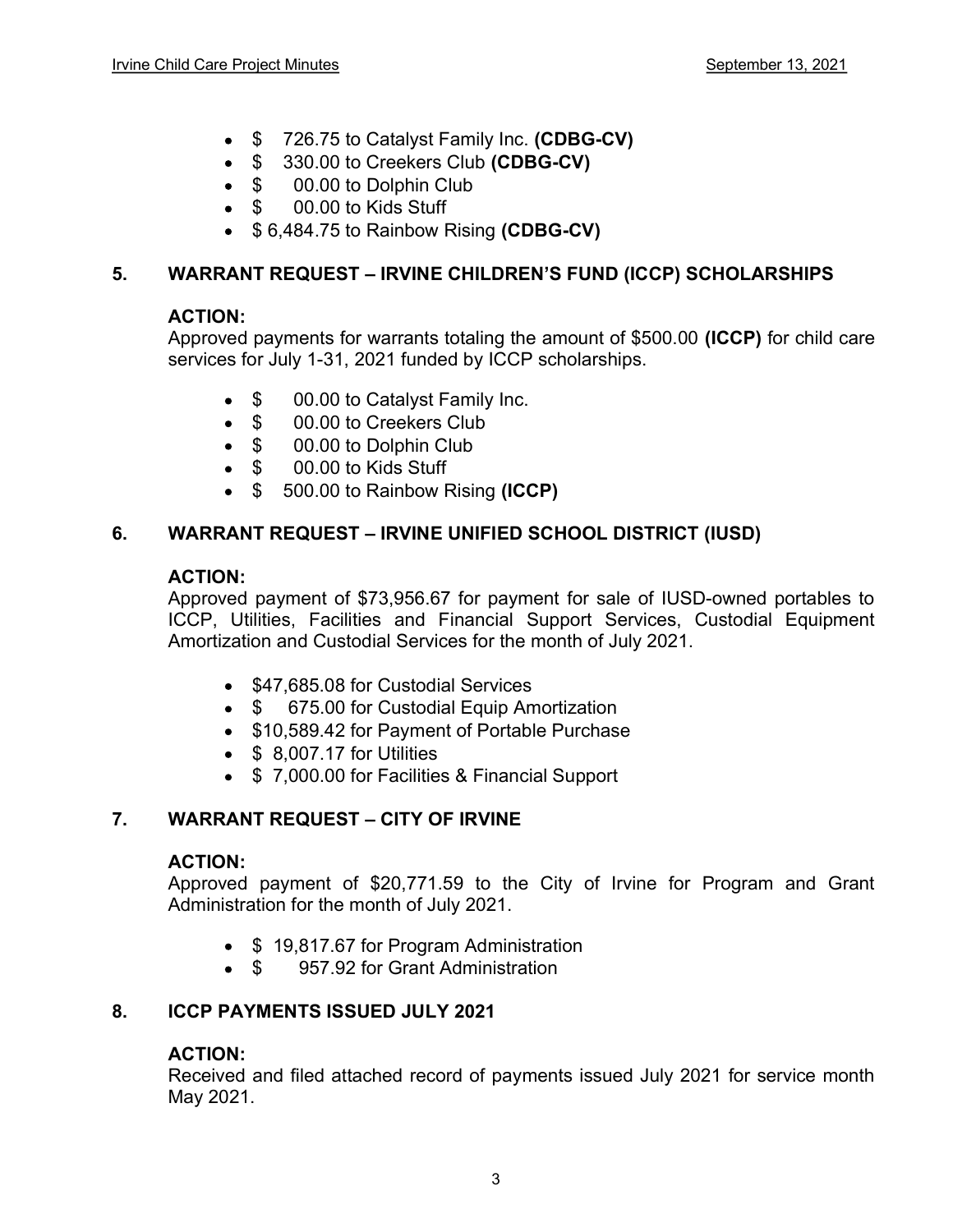- $ 726.75 to Catalyst Family Inc. **(CDBG-CV)**
- $ 330.00 to Creekers Club **(CDBG-CV)**
- $ 00.00 to Dolphin Club
- $ 00.00 to Kids Stuff
- $ 6,484.75 to Rainbow Rising **(CDBG-CV)**

## 5. WARRANT REQUEST – IRVINE CHILDREN'S FUND (ICCP) SCHOLARSHIPS

**ACTION:**
Approved payments for warrants totaling the amount of $500.00 **(ICCP)** for child care services for July 1-31, 2021 funded by ICCP scholarships.

- $ 00.00 to Catalyst Family Inc.
- $ 00.00 to Creekers Club
- $ 00.00 to Dolphin Club
- $ 00.00 to Kids Stuff
- $ 500.00 to Rainbow Rising **(ICCP)**

## 6. WARRANT REQUEST – IRVINE UNIFIED SCHOOL DISTRICT (IUSD)

**ACTION:**
Approved payment of $73,956.67 for payment for sale of IUSD-owned portables to ICCP, Utilities, Facilities and Financial Support Services, Custodial Equipment Amortization and Custodial Services for the month of July 2021.

- $47,685.08 for Custodial Services
- $ 675.00 for Custodial Equip Amortization
- $10,589.42 for Payment of Portable Purchase
- $ 8,007.17 for Utilities
- $ 7,000.00 for Facilities & Financial Support

## 7. WARRANT REQUEST – CITY OF IRVINE

**ACTION:**
Approved payment of $20,771.59 to the City of Irvine for Program and Grant Administration for the month of July 2021.

- $ 19,817.67 for Program Administration
- $ 957.92 for Grant Administration

## 8. ICCP PAYMENTS ISSUED JULY 2021

**ACTION:**
Received and filed attached record of payments issued July 2021 for service month May 2021.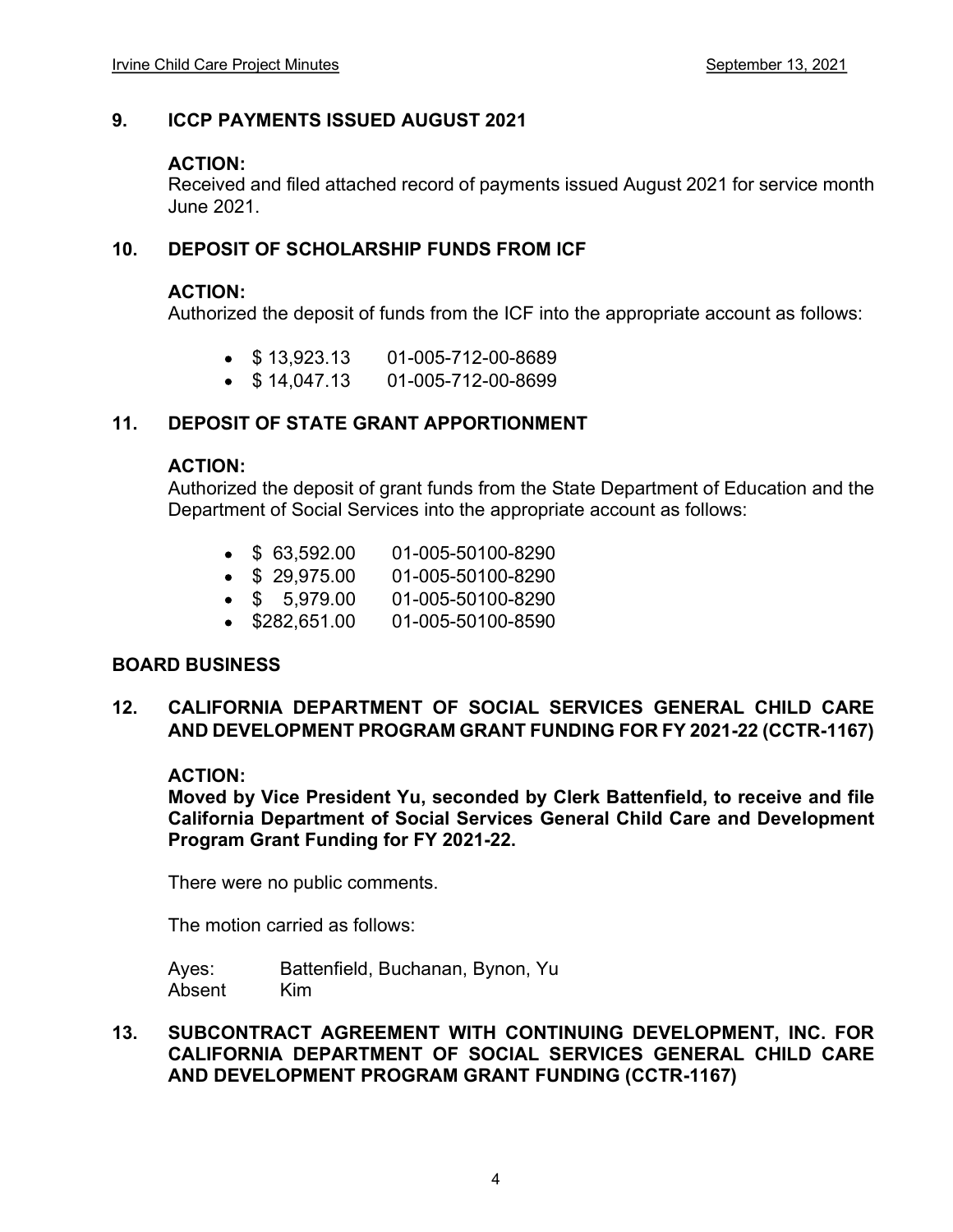## 9. ICCP PAYMENTS ISSUED AUGUST 2021

**ACTION:**
Received and filed attached record of payments issued August 2021 for service month June 2021.

## 10. DEPOSIT OF SCHOLARSHIP FUNDS FROM ICF

**ACTION:**
Authorized the deposit of funds from the ICF into the appropriate account as follows:

- $ 13,923.13 01-005-712-00-8689
- $ 14,047.13 01-005-712-00-8699

## 11. DEPOSIT OF STATE GRANT APPORTIONMENT

**ACTION:**
Authorized the deposit of grant funds from the State Department of Education and the Department of Social Services into the appropriate account as follows:

- $ 63,592.00 01-005-50100-8290
- $ 29,975.00 01-005-50100-8290
- $ 5,979.00 01-005-50100-8290
- $282,651.00 01-005-50100-8590

## BOARD BUSINESS

## 12. CALIFORNIA DEPARTMENT OF SOCIAL SERVICES GENERAL CHILD CARE AND DEVELOPMENT PROGRAM GRANT FUNDING FOR FY 2021-22 (CCTR-1167)

**ACTION:**
**Moved by Vice President Yu, seconded by Clerk Battenfield, to receive and file California Department of Social Services General Child Care and Development Program Grant Funding for FY 2021-22.**

There were no public comments.

The motion carried as follows:

Ayes: Battenfield, Buchanan, Bynon, Yu
Absent Kim

## 13. SUBCONTRACT AGREEMENT WITH CONTINUING DEVELOPMENT, INC. FOR CALIFORNIA DEPARTMENT OF SOCIAL SERVICES GENERAL CHILD CARE AND DEVELOPMENT PROGRAM GRANT FUNDING (CCTR-1167)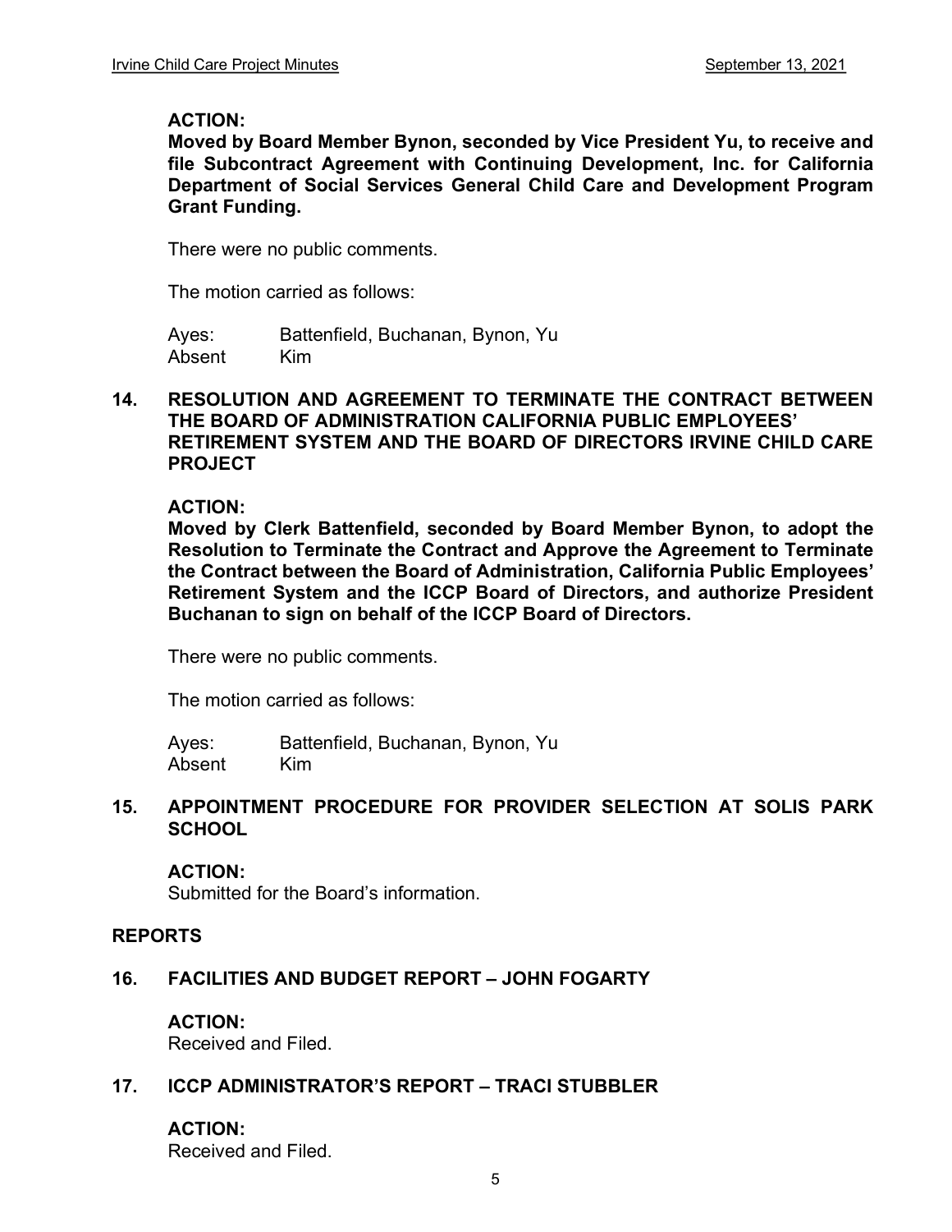**ACTION:**
**Moved by Board Member Bynon, seconded by Vice President Yu, to receive and file Subcontract Agreement with Continuing Development, Inc. for California Department of Social Services General Child Care and Development Program Grant Funding.**

There were no public comments.

The motion carried as follows:

Ayes: Battenfield, Buchanan, Bynon, Yu
Absent Kim

## 14. RESOLUTION AND AGREEMENT TO TERMINATE THE CONTRACT BETWEEN THE BOARD OF ADMINISTRATION CALIFORNIA PUBLIC EMPLOYEES' RETIREMENT SYSTEM AND THE BOARD OF DIRECTORS IRVINE CHILD CARE PROJECT

**ACTION:**
**Moved by Clerk Battenfield, seconded by Board Member Bynon, to adopt the Resolution to Terminate the Contract and Approve the Agreement to Terminate the Contract between the Board of Administration, California Public Employees' Retirement System and the ICCP Board of Directors, and authorize President Buchanan to sign on behalf of the ICCP Board of Directors.**

There were no public comments.

The motion carried as follows:

Ayes: Battenfield, Buchanan, Bynon, Yu
Absent Kim

## 15. APPOINTMENT PROCEDURE FOR PROVIDER SELECTION AT SOLIS PARK SCHOOL

**ACTION:**
Submitted for the Board's information.

# REPORTS

## 16. FACILITIES AND BUDGET REPORT – JOHN FOGARTY

**ACTION:**
Received and Filed.

## 17. ICCP ADMINISTRATOR'S REPORT – TRACI STUBBLER

**ACTION:**
Received and Filed.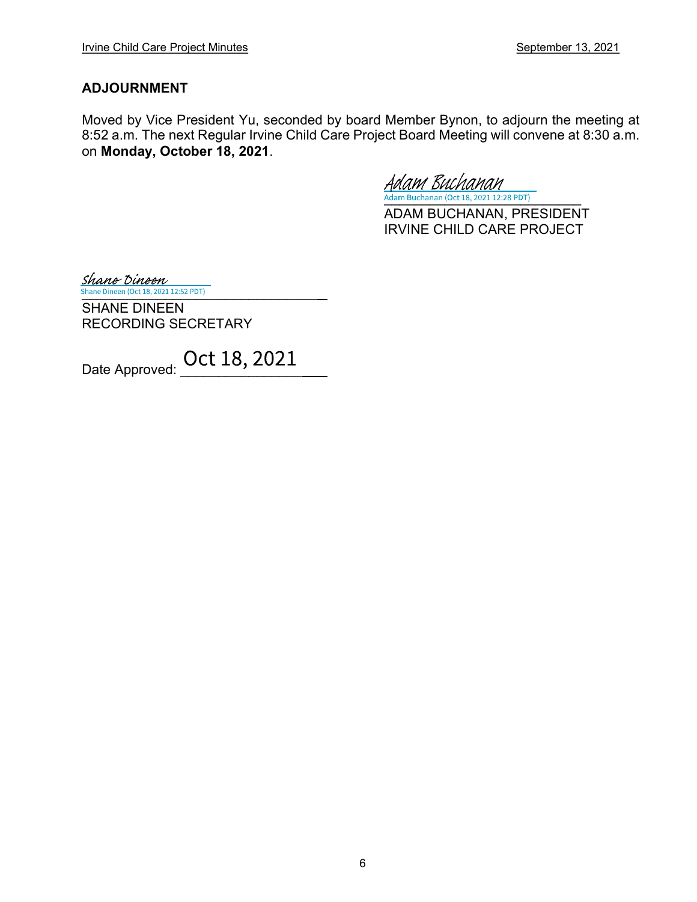## ADJOURNMENT

Moved by Vice President Yu, seconded by board Member Bynon, to adjourn the meeting at 8:52 a.m. The next Regular Irvine Child Care Project Board Meeting will convene at 8:30 a.m. on **Monday, October 18, 2021**.

Adam Buchanan
Adam Buchanan (Oct 18, 2021 12:28 PDT)

ADAM BUCHANAN, PRESIDENT
IRVINE CHILD CARE PROJECT

Shane Dineen
Shane Dineen (Oct 18, 2021 12:52 PDT)

SHANE DINEEN
RECORDING SECRETARY

Date Approved: Oct 18, 2021